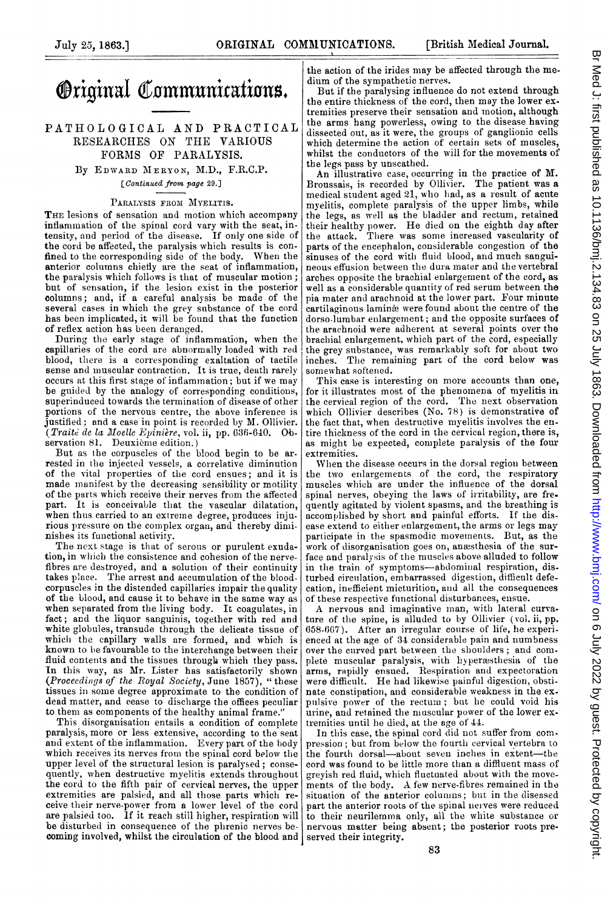# Original Communications.

## PATHOLOGICAL AND PRACTICAL RESEARCHES ON THE VARIOUS FORMS OF PARALYSIS.

By Edward Meryon, M.D., F.R.C.P.

[*Continued from page 29.*]

### Paralysis from Myelitis.

The lesions of sensation and motion which accompany inflammation of the spinal cord vary with the seat, intensity, and period of the disease. If only one side of the cord be affected, the paralysis which results is confined to the corresponding side of the body. When the anterior columns chiefly are the seat of inflammation, the paralysis which follows is that of muscular motion; but of sensation, if the lesion exist in the posterior columns; and, if a careful analysis be made of the several cases in which the grey substance of the cord has been implicated, it will be found that the function of reflex action has been deranged.

During the early stage of inflammation, when the capillaries of the cord are abnormally loaded with red blood, there is a corresponding exaltation of tactile sense and muscular contraction. It is true, death rarely occurs at this first stage of inflammation; but if we may be guided by the analogy of corresponding conditions, superinduced towards the termination of disease of other portions of the nervous centre, the above inference is justified; and a case in point is recorded by M. Ollivier. (*Traité de la Moelle Epinière*, vol. ii, pp. 636-640. Observation 81. Deuxième edition.)

But as the corpuscles of the blood begin to be arrested in the injected vessels, a correlative diminution of the vital properties of the cord ensues; and it is made manifest by the decreasing sensibility or motility of the parts which receive their nerves from the affected part. It is conceivable that the vascular dilatation, when thus carried to an extreme degree, produces injurious pressure on the complex organ, and thereby diminishes its functional activity.

The next stage is that of serous or purulent exudation, in which the consistence and cohesion of the nerve-fibres are destroyed, and a solution of their continuity takes place. The arrest and accumulation of the blood-corpuscles in the distended capillaries impair the quality of the blood, and cause it to behave in the same way as when separated from the living body. It coagulates, in fact; and the liquor sanguinis, together with red and white globules, transude through the delicate tissue of which the capillary walls are formed, and which is known to be favourable to the interchange between their fluid contents and the tissues through which they pass. In this way, as Mr. Lister has satisfactorily shown (*Proceedings of the Royal Society*, June 1857), "these tissues in some degree approximate to the condition of dead matter, and cease to discharge the offices peculiar to them as components of the healthy animal frame."

This disorganisation entails a condition of complete paralysis, more or less extensive, according to the seat and extent of the inflammation. Every part of the body which receives its nerves from the spinal cord below the upper level of the structural lesion is paralysed; consequently, when destructive myelitis extends throughout the cord to the fifth pair of cervical nerves, the upper extremities are palsied, and all those parts which receive their nerve-power from a lower level of the cord are palsied too. If it reach still higher, respiration will be disturbed in consequence of the phrenic nerves becoming involved, whilst the circulation of the blood and the action of the irides may be affected through the medium of the sympathetic nerves.

But if the paralysing influence do not extend through the entire thickness of the cord, then may the lower extremities preserve their sensation and motion, although the arms hang powerless, owing to the disease having dissected out, as it were, the groups of ganglionic cells which determine the action of certain sets of muscles, whilst the conductors of the will for the movements of the legs pass by unscathed.

An illustrative case, occurring in the practice of M. Broussais, is recorded by Ollivier. The patient was a medical student aged 21, who had, as a result of acute myelitis, complete paralysis of the upper limbs, while the legs, as well as the bladder and rectum, retained their healthy power. He died on the eighth day after the attack. There was some increased vascularity of parts of the encephalon, considerable congestion of the sinuses of the cord with fluid blood, and much sanguineous effusion between the dura mater and the vertebral arches opposite the brachial enlargement of the cord, as well as a considerable quantity of red serum between the pia mater and arachnoid at the lower part. Four minute cartilaginous laminæ were found about the centre of the dorso-lumbar enlargement; and the opposite surfaces of the arachnoid were adherent at several points over the brachial enlargement, which part of the cord, especially the grey substance, was remarkably soft for about two inches. The remaining part of the cord below was somewhat softened.

This case is interesting on more accounts than one, for it illustrates most of the phenomena of myelitis in the cervical region of the cord. The next observation which Ollivier describes (No. 78) is demonstrative of the fact that, when destructive myelitis involves the entire thickness of the cord in the cervical region, there is, as might be expected, complete paralysis of the four extremities.

When the disease occurs in the dorsal region between the two enlargements of the cord, the respiratory muscles which are under the influence of the dorsal spinal nerves, obeying the laws of irritability, are frequently agitated by violent spasms, and the breathing is accomplished by short and painful efforts. If the disease extend to either enlargement, the arms or legs may participate in the spasmodic movements. But, as the work of disorganisation goes on, anæsthesia of the surface and paralysis of the muscles above alluded to follow in the train of symptoms—abdominal respiration, disturbed circulation, embarrassed digestion, difficult defecation, inefficient micturition, and all the consequences of these respective functional disturbances, ensue.

A nervous and imaginative man, with lateral curvature of the spine, is alluded to by Ollivier (vol. ii, pp. 658-667). After an irregular course of life, he experienced at the age of 34 considerable pain and numbness over the curved part between the shoulders; and complete muscular paralysis, with hyperæsthesia of the arms, rapidly ensued. Respiration and expectoration were difficult. He had likewise painful digestion, obstinate constipation, and considerable weakness in the expulsive power of the rectum; but he could void his urine, and retained the muscular power of the lower extremities until he died, at the age of 44.

In this case, the spinal cord did not suffer from compression; but from below the fourth cervical vertebra to the fourth dorsal—about seven inches in extent—the cord was found to be little more than a diffluent mass of greyish red fluid, which fluctuated about with the movements of the body. A few nerve-fibres remained in the situation of the anterior columns; but in the diseased part the anterior roots of the spinal nerves were reduced to their neurilemma only, all the white substance or nervous matter being absent; the posterior roots preserved their integrity.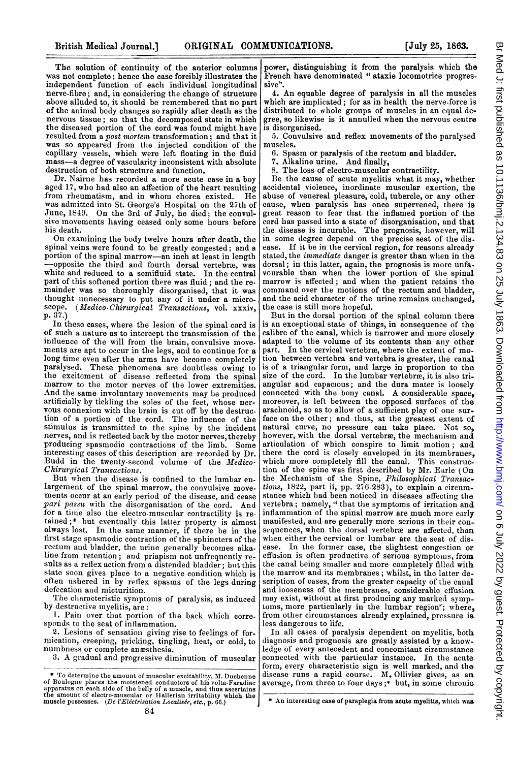The solution of continuity of the anterior columns was not complete; hence the case forcibly illustrates the independent function of each individual longitudinal nerve-fibre; and, in considering the change of structure above alluded to, it should be remembered that no part of the animal body changes so rapidly after death as the nervous tissue; so that the decomposed state in which the diseased portion of the cord was found might have resulted from a *post mortem* transformation; and that it was so appeared from the injected condition of the capillary vessels, which were left floating in the fluid mass—a degree of vascularity inconsistent with absolute destruction of both structure and function.

Dr. Nairne has recorded a more acute case in a boy aged 17, who had also an affection of the heart resulting from rheumatism, and in whom chorea existed. He was admitted into St. George's Hospital on the 27th of June, 1849. On the 3rd of July, he died; the convulsive movements having ceased only some hours before his death.

On examining the body twelve hours after death, the spinal veins were found to be greatly congested; and a portion of the spinal marrow—an inch at least in length—opposite the third and fourth dorsal vertebræ, was white and reduced to a semifluid state. In the central part of this softened portion there was fluid; and the remainder was so thoroughly disorganised, that it was thought unnecessary to put any of it under a microscope. (*Medico-Chirurgical Transactions*, vol. xxxiv, p. 37.)

In these cases, where the lesion of the spinal cord is of such a nature as to intercept the transmission of the influence of the will from the brain, convulsive movements are apt to occur in the legs, and to continue for a long time even after the arms have become completely paralysed. These phenomena are doubtless owing to the excitement of disease reflected from the spinal marrow to the motor nerves of the lower extremities. And the same involuntary movements may be produced artificially by tickling the soles of the feet, whose nervous connexion with the brain is cut off by the destruction of a portion of the cord. The influence of the stimulus is transmitted to the spine by the incident nerves, and is reflected back by the motor nerves, thereby producing spasmodic contractions of the limb. Some interesting cases of this description are recorded by Dr. Budd in the twenty-second volume of the *Medico-Chirurgical Transactions*.

But when the disease is confined to the lumbar enlargement of the spinal marrow, the convulsive movements occur at an early period of the disease, and cease *pari passu* with the disorganisation of the cord. And for a time also the electro-muscular contractility is retained;* but eventually this latter property is almost always lost. In the same manner, if there be in the first stage spasmodic contraction of the sphincters of the rectum and bladder, the urine generally becomes alkaline from retention; and priapism not unfrequently results as a reflex action from a distended bladder; but this state soon gives place to a negative condition which is often ushered in by reflex spasms of the legs during defecation and micturition.

The characteristic symptoms of paralysis, as induced by destructive myelitis, are:

1. Pain over that portion of the back which corresponds to the seat of inflammation.
2. Lesions of sensation giving rise to feelings of formication, creeping, pricking, tingling, heat, or cold, to numbness or complete anæsthesia.
3. A gradual and progressive diminution of muscular power, distinguishing it from the paralysis which the French have denominated "ataxie locomotrice progressive".
4. An equable degree of paralysis in all the muscles which are implicated; for as in health the nerve-force is distributed to whole groups of muscles in an equal degree, so likewise is it annulled when the nervous centre is disorganised.
5. Convulsive and reflex movements of the paralysed muscles.
6. Spasm or paralysis of the rectum and bladder.
7. Alkaline urine. And finally,
8. The loss of electro-muscular contractility.

Be the cause of acute myelitis what it may, whether accidental violence, inordinate muscular exertion, the abuse of venereal pleasure, cold, tubercle, or any other cause, when paralysis has once supervened, there is great reason to fear that the inflamed portion of the cord has passed into a state of disorganisation, and that the disease is incurable. The prognosis, however, will in some degree depend on the precise seat of the disease. If it be in the cervical region, for reasons already stated, the *immediate* danger is greater than when in the dorsal; in this latter, again, the prognosis is more unfavourable than when the lower portion of the spinal marrow is affected; and when the patient retains the command over the motions of the rectum and bladder, and the acid character of the urine remains unchanged, the case is still more hopeful.

But in the dorsal portion of the spinal column there is an exceptional state of things, in consequence of the calibre of the canal, which is narrower and more closely adapted to the volume of its contents than any other part. In the cervical vertebræ, where the extent of motion between vertebra and vertebra is greater, the canal is of a triangular form, and large in proportion to the size of the cord. In the lumbar vertebræ, it is also triangular and capacious; and the dura mater is loosely connected with the bony canal. A considerable space, moreover, is left between the opposed surfaces of the arachnoid, so as to allow of a sufficient play of one surface on the other; and thus, at the greatest extent of natural curve, no pressure can take place. Not so, however, with the dorsal vertebræ, the mechanism and articulation of which conspire to limit motion; and there the cord is closely enveloped in its membranes, which more completely fill the canal. This construction of the spine was first described by Mr. Earle (On the Mechanism of the Spine, *Philosophical Transactions*, 1822, part ii, pp. 276-283), to explain a circumstance which had been noticed in diseases affecting the vertebra; namely, "that the symptoms of irritation and inflammation of the spinal marrow are much more early manifested, and are generally more serious in their consequences, when the dorsal vertebræ are affected, than when either the cervical or lumbar are the seat of disease. In the former case, the slightest congestion or effusion is often productive of serious symptoms, from the canal being smaller and more completely filled with the marrow and its membranes; whilst, in the latter description of cases, from the greater capacity of the canal and looseness of the membranes, considerable effusion may exist, without at first producing any marked symptoms, more particularly in the lumbar region"; where, from other circumstances already explained, pressure is less dangerous to life.

In all cases of paralysis dependent on myelitis, both diagnosis and prognosis are greatly assisted by a knowledge of every antecedent and concomitant circumstance connected with the particular instance. In the acute form, every characteristic sign is well marked, and the disease runs a rapid course. M. Ollivier gives, as an average, from three to four days;* but, in some chronic

---

\* To determine the amount of muscular excitability, M. Duchenne of Boulogne places the moistened conductors of his volta-Faradic apparatus on each side of the belly of a muscle, and thus ascertains the amount of electro-muscular or Hallerian irritability which the muscle possesses. (*De l'Eléctrisation Localisée, etc.*, p. 66.)

\* An interesting case of paraplegia from acute myelitis, which was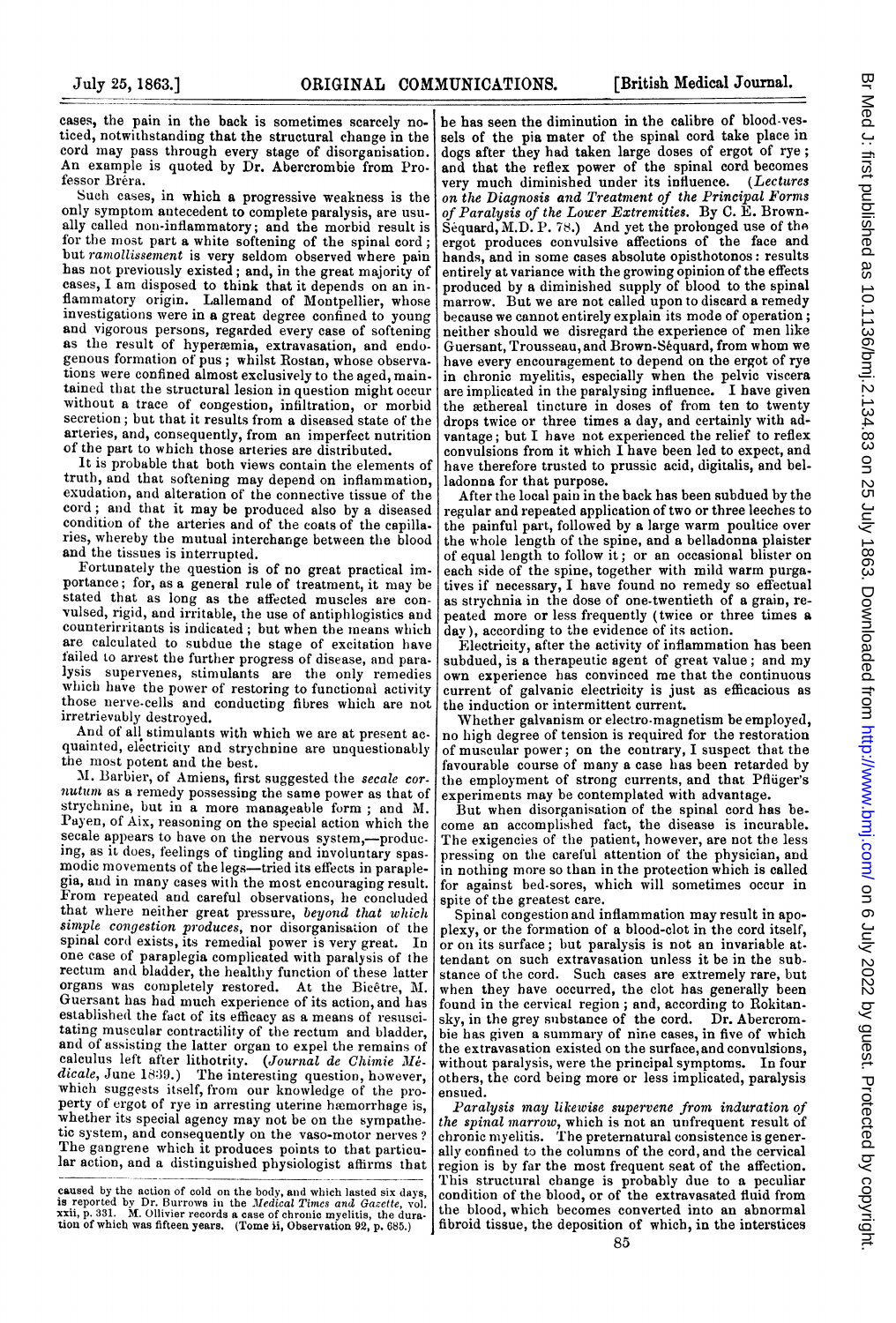cases, the pain in the back is sometimes scarcely noticed, notwithstanding that the structural change in the cord may pass through every stage of disorganisation. An example is quoted by Dr. Abercrombie from Professor Bréra.

Such cases, in which a progressive weakness is the only symptom antecedent to complete paralysis, are usually called non-inflammatory; and the morbid result is for the most part a white softening of the spinal cord; but *ramollissement* is very seldom observed where pain has not previously existed; and, in the great majority of cases, I am disposed to think that it depends on an inflammatory origin. Lallemand of Montpellier, whose investigations were in a great degree confined to young and vigorous persons, regarded every case of softening as the result of hyperæmia, extravasation, and endogenous formation of pus; whilst Rostan, whose observations were confined almost exclusively to the aged, maintained that the structural lesion in question might occur without a trace of congestion, infiltration, or morbid secretion; but that it results from a diseased state of the arteries, and, consequently, from an imperfect nutrition of the part to which those arteries are distributed.

It is probable that both views contain the elements of truth, and that softening may depend on inflammation, exudation, and alteration of the connective tissue of the cord; and that it may be produced also by a diseased condition of the arteries and of the coats of the capillaries, whereby the mutual interchange between the blood and the tissues is interrupted.

Fortunately the question is of no great practical importance; for, as a general rule of treatment, it may be stated that as long as the affected muscles are convulsed, rigid, and irritable, the use of antiphlogistics and counterirritants is indicated; but when the means which are calculated to subdue the stage of excitation have failed to arrest the further progress of disease, and paralysis supervenes, stimulants are the only remedies which have the power of restoring to functional activity those nerve-cells and conducting fibres which are not irretrievably destroyed.

And of all stimulants with which we are at present acquainted, electricity and strychnine are unquestionably the most potent and the best.

M. Barbier, of Amiens, first suggested the *secale cornutum* as a remedy possessing the same power as that of strychnine, but in a more manageable form; and M. Payen, of Aix, reasoning on the special action which the secale appears to have on the nervous system,—producing, as it does, feelings of tingling and involuntary spasmodic movements of the legs—tried its effects in paraplegia, and in many cases with the most encouraging result. From repeated and careful observations, he concluded that where neither great pressure, *beyond that which simple congestion produces*, nor disorganisation of the spinal cord exists, its remedial power is very great. In one case of paraplegia complicated with paralysis of the rectum and bladder, the healthy function of these latter organs was completely restored. At the Bicêtre, M. Guersant has had much experience of its action, and has established the fact of its efficacy as a means of resuscitating muscular contractility of the rectum and bladder, and of assisting the latter organ to expel the remains of calculus left after lithotrity. (*Journal de Chimie Médicale*, June 1839.) The interesting question, however, which suggests itself, from our knowledge of the property of ergot of rye in arresting uterine hæmorrhage is, whether its special agency may not be on the sympathetic system, and consequently on the vaso-motor nerves? The gangrene which it produces points to that particular action, and a distinguished physiologist affirms that he has seen the diminution in the calibre of blood-vessels of the pia mater of the spinal cord take place in dogs after they had taken large doses of ergot of rye; and that the reflex power of the spinal cord becomes very much diminished under its influence. (*Lectures on the Diagnosis and Treatment of the Principal Forms of Paralysis of the Lower Extremities*. By C. E. Brown-Séquard, M.D. P. 78.) And yet the prolonged use of the ergot produces convulsive affections of the face and hands, and in some cases absolute opisthotonos: results entirely at variance with the growing opinion of the effects produced by a diminished supply of blood to the spinal marrow. But we are not called upon to discard a remedy because we cannot entirely explain its mode of operation; neither should we disregard the experience of men like Guersant, Trousseau, and Brown-Séquard, from whom we have every encouragement to depend on the ergot of rye in chronic myelitis, especially when the pelvic viscera are implicated in the paralysing influence. I have given the æthereal tincture in doses of from ten to twenty drops twice or three times a day, and certainly with advantage; but I have not experienced the relief to reflex convulsions from it which I have been led to expect, and have therefore trusted to prussic acid, digitalis, and belladonna for that purpose.

After the local pain in the back has been subdued by the regular and repeated application of two or three leeches to the painful part, followed by a large warm poultice over the whole length of the spine, and a belladonna plaister of equal length to follow it; or an occasional blister on each side of the spine, together with mild warm purgatives if necessary, I have found no remedy so effectual as strychnia in the dose of one-twentieth of a grain, repeated more or less frequently (twice or three times a day), according to the evidence of its action.

Electricity, after the activity of inflammation has been subdued, is a therapeutic agent of great value; and my own experience has convinced me that the continuous current of galvanic electricity is just as efficacious as the induction or intermittent current.

Whether galvanism or electro-magnetism be employed, no high degree of tension is required for the restoration of muscular power; on the contrary, I suspect that the favourable course of many a case has been retarded by the employment of strong currents, and that Pflüger's experiments may be contemplated with advantage.

But when disorganisation of the spinal cord has become an accomplished fact, the disease is incurable. The exigencies of the patient, however, are not the less pressing on the careful attention of the physician, and in nothing more so than in the protection which is called for against bed-sores, which will sometimes occur in spite of the greatest care.

Spinal congestion and inflammation may result in apoplexy, or the formation of a blood-clot in the cord itself, or on its surface; but paralysis is not an invariable attendant on such extravasation unless it be in the substance of the cord. Such cases are extremely rare, but when they have occurred, the clot has generally been found in the cervical region; and, according to Rokitansky, in the grey substance of the cord. Dr. Abercrombie has given a summary of nine cases, in five of which the extravasation existed on the surface, and convulsions, without paralysis, were the principal symptoms. In four others, the cord being more or less implicated, paralysis ensued.

*Paralysis may likewise supervene from induration of the spinal marrow*, which is not an unfrequent result of chronic myelitis. The preternatural consistence is generally confined to the columns of the cord, and the cervical region is by far the most frequent seat of the affection. This structural change is probably due to a peculiar condition of the blood, or of the extravasated fluid from the blood, which becomes converted into an abnormal fibroid tissue, the deposition of which, in the interstices

caused by the action of cold on the body, and which lasted six days, is reported by Dr. Burrows in the *Medical Times and Gazette*, vol. xxii, p. 331. M. Ollivier records a case of chronic myelitis, the duration of which was fifteen years. (Tome ii, Observation 92, p. 685.)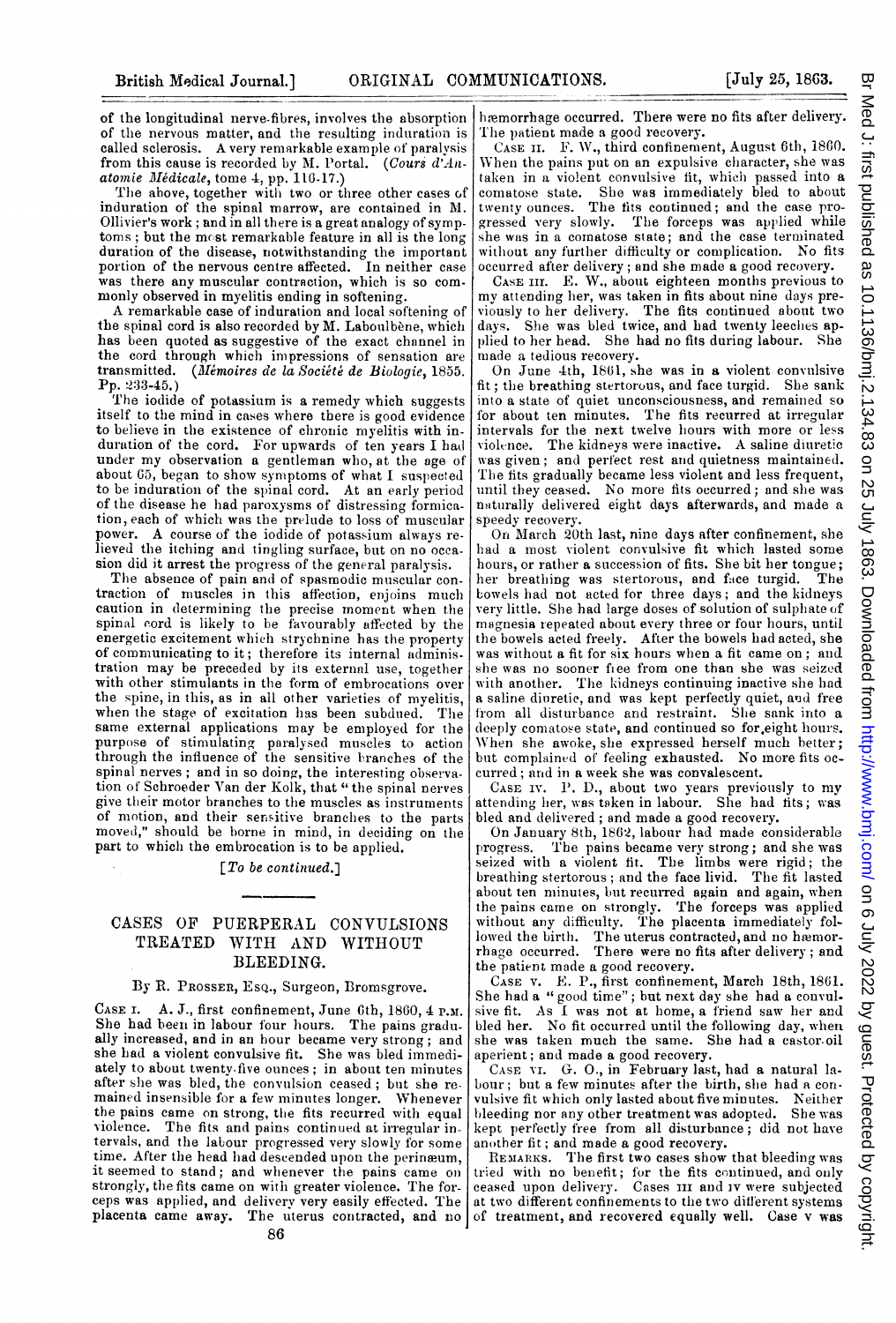of the longitudinal nerve-fibres, involves the absorption of the nervous matter, and the resulting induration is called sclerosis. A very remarkable example of paralysis from this cause is recorded by M. Portal. (*Cours d'Anatomie Médicale*, tome 4, pp. 116-17.)

The above, together with two or three other cases of induration of the spinal marrow, are contained in M. Ollivier's work; and in all there is a great analogy of symptoms; but the most remarkable feature in all is the long duration of the disease, notwithstanding the important portion of the nervous centre affected. In neither case was there any muscular contraction, which is so commonly observed in myelitis ending in softening.

A remarkable case of induration and local softening of the spinal cord is also recorded by M. Laboulbène, which has been quoted as suggestive of the exact channel in the cord through which impressions of sensation are transmitted. (*Mémoires de la Société de Biologie*, 1855. Pp. 233-45.)

The iodide of potassium is a remedy which suggests itself to the mind in cases where there is good evidence to believe in the existence of chronic myelitis with induration of the cord. For upwards of ten years I had under my observation a gentleman who, at the age of about 65, began to show symptoms of what I suspected to be induration of the spinal cord. At an early period of the disease he had paroxysms of distressing formication, each of which was the prelude to loss of muscular power. A course of the iodide of potassium always relieved the itching and tingling surface, but on no occasion did it arrest the progress of the general paralysis.

The absence of pain and of spasmodic muscular contraction of muscles in this affection, enjoins much caution in determining the precise moment when the spinal cord is likely to be favourably affected by the energetic excitement which strychnine has the property of communicating to it; therefore its internal administration may be preceded by its external use, together with other stimulants in the form of embrocations over the spine, in this, as in all other varieties of myelitis, when the stage of excitation has been subdued. The same external applications may be employed for the purpose of stimulating paralysed muscles to action through the influence of the sensitive branches of the spinal nerves; and in so doing, the interesting observation of Schroeder Van der Kolk, that "the spinal nerves give their motor branches to the muscles as instruments of motion, and their sensitive branches to the parts moved," should be borne in mind, in deciding on the part to which the embrocation is to be applied.

[*To be continued.*]

## CASES OF PUERPERAL CONVULSIONS TREATED WITH AND WITHOUT BLEEDING.

By R. Prosser, Esq., Surgeon, Bromsgrove.

Case I. A. J., first confinement, June 6th, 1860, 4 P.M. She had been in labour four hours. The pains gradually increased, and in an hour became very strong; and she had a violent convulsive fit. She was bled immediately to about twenty-five ounces; in about ten minutes after she was bled, the convulsion ceased; but she remained insensible for a few minutes longer. Whenever the pains came on strong, the fits recurred with equal violence. The fits and pains continued at irregular intervals, and the labour progressed very slowly for some time. After the head had descended upon the perinæum, it seemed to stand; and whenever the pains came on strongly, the fits came on with greater violence. The forceps was applied, and delivery very easily effected. The placenta came away. The uterus contracted, and no hæmorrhage occurred. There were no fits after delivery. The patient made a good recovery.

Case II. F. W., third confinement, August 6th, 1860. When the pains put on an expulsive character, she was taken in a violent convulsive fit, which passed into a comatose state. She was immediately bled to about twenty ounces. The fits continued; and the case progressed very slowly. The forceps was applied while she was in a comatose state; and the case terminated without any further difficulty or complication. No fits occurred after delivery; and she made a good recovery.

Case III. E. W., about eighteen months previous to my attending her, was taken in fits about nine days previously to her delivery. The fits continued about two days. She was bled twice, and had twenty leeches applied to her head. She had no fits during labour. She made a tedious recovery.

On June 4th, 1861, she was in a violent convulsive fit; the breathing stertorous, and face turgid. She sank into a state of quiet unconsciousness, and remained so for about ten minutes. The fits recurred at irregular intervals for the next twelve hours with more or less violence. The kidneys were inactive. A saline diuretic was given; and perfect rest and quietness maintained. The fits gradually became less violent and less frequent, until they ceased. No more fits occurred; and she was naturally delivered eight days afterwards, and made a speedy recovery.

On March 20th last, nine days after confinement, she had a most violent convulsive fit which lasted some hours, or rather a succession of fits. She bit her tongue; her breathing was stertorous, and face turgid. The bowels had not acted for three days; and the kidneys very little. She had large doses of solution of sulphate of magnesia repeated about every three or four hours, until the bowels acted freely. After the bowels had acted, she was without a fit for six hours when a fit came on; and she was no sooner free from one than she was seized with another. The kidneys continuing inactive she had a saline diuretic, and was kept perfectly quiet, and free from all disturbance and restraint. She sank into a deeply comatose state, and continued so for eight hours. When she awoke, she expressed herself much better; but complained of feeling exhausted. No more fits occurred; and in a week she was convalescent.

Case IV. P. D., about two years previously to my attending her, was taken in labour. She had fits; was bled and delivered; and made a good recovery.

On January 8th, 1862, labour had made considerable progress. The pains became very strong; and she was seized with a violent fit. The limbs were rigid; the breathing stertorous; and the face livid. The fit lasted about ten minutes, but recurred again and again, when the pains came on strongly. The forceps was applied without any difficulty. The placenta immediately followed the birth. The uterus contracted, and no hæmorrhage occurred. There were no fits after delivery; and the patient made a good recovery.

Case V. E. P., first confinement, March 18th, 1861. She had a "good time"; but next day she had a convulsive fit. As I was not at home, a friend saw her and bled her. No fit occurred until the following day, when she was taken much the same. She had a castor-oil aperient; and made a good recovery.

Case VI. G. O., in February last, had a natural labour; but a few minutes after the birth, she had a convulsive fit which only lasted about five minutes. Neither bleeding nor any other treatment was adopted. She was kept perfectly free from all disturbance; did not have another fit; and made a good recovery.

Remarks. The first two cases show that bleeding was tried with no benefit; for the fits continued, and only ceased upon delivery. Cases III and IV were subjected at two different confinements to the two different systems of treatment, and recovered equally well. Case V was